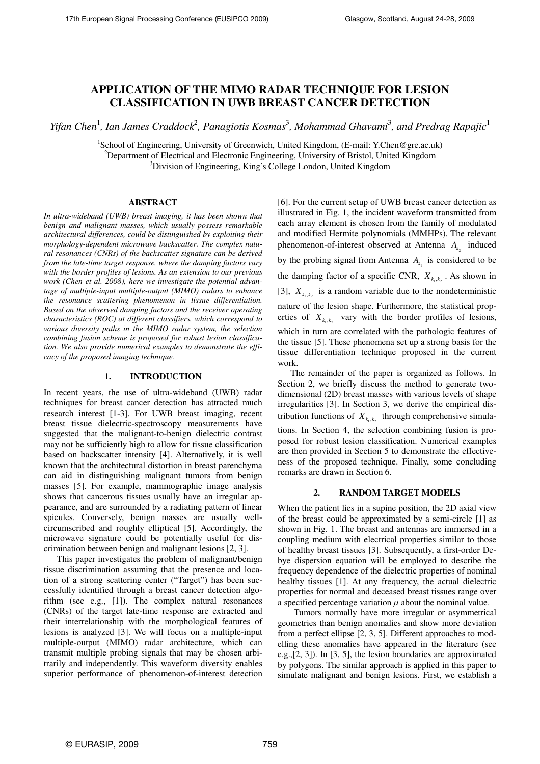# APPLICATION OF THE MIMO RADAR TECHNIQUE FOR LESION CLASSIFICATION IN UWB BREAST CANCER DETECTION

*Yifan Chen*[1]*, Ian James Craddock*[2]*, Panagiotis Kosmas*[3]*, Mohammad Ghavami*[3]*, and Predrag Rapajic*[1]

[1]School of Engineering, University of Greenwich, United Kingdom, (E-mail: Y.Chen@gre.ac.uk)
[2]Department of Electrical and Electronic Engineering, University of Bristol, United Kingdom
[3]Division of Engineering, King's College London, United Kingdom

## ABSTRACT

*In ultra-wideband (UWB) breast imaging, it has been shown that benign and malignant masses, which usually possess remarkable architectural differences, could be distinguished by exploiting their morphology-dependent microwave backscatter. The complex natural resonances (CNRs) of the backscatter signature can be derived from the late-time target response, where the damping factors vary with the border profiles of lesions. As an extension to our previous work (Chen et al. 2008), here we investigate the potential advantage of multiple-input multiple-output (MIMO) radars to enhance the resonance scattering phenomenon in tissue differentiation. Based on the observed damping factors and the receiver operating characteristics (ROC) at different classifiers, which correspond to various diversity paths in the MIMO radar system, the selection combining fusion scheme is proposed for robust lesion classification. We also provide numerical examples to demonstrate the efficacy of the proposed imaging technique.*

## 1. INTRODUCTION

In recent years, the use of ultra-wideband (UWB) radar techniques for breast cancer detection has attracted much research interest [1-3]. For UWB breast imaging, recent breast tissue dielectric-spectroscopy measurements have suggested that the malignant-to-benign dielectric contrast may not be sufficiently high to allow for tissue classification based on backscatter intensity [4]. Alternatively, it is well known that the architectural distortion in breast parenchyma can aid in distinguishing malignant tumors from benign masses [5]. For example, mammographic image analysis shows that cancerous tissues usually have an irregular appearance, and are surrounded by a radiating pattern of linear spicules. Conversely, benign masses are usually well-circumscribed and roughly elliptical [5]. Accordingly, the microwave signature could be potentially useful for discrimination between benign and malignant lesions [2, 3].

This paper investigates the problem of malignant/benign tissue discrimination assuming that the presence and location of a strong scattering center ("Target") has been successfully identified through a breast cancer detection algorithm (see e.g., [1]). The complex natural resonances (CNRs) of the target late-time response are extracted and their interrelationship with the morphological features of lesions is analyzed [3]. We will focus on a multiple-input multiple-output (MIMO) radar architecture, which can transmit multiple probing signals that may be chosen arbitrarily and independently. This waveform diversity enables superior performance of phenomenon-of-interest detection [6]. For the current setup of UWB breast cancer detection as illustrated in Fig. 1, the incident waveform transmitted from each array element is chosen from the family of modulated and modified Hermite polynomials (MMHPs). The relevant phenomenon-of-interest observed at Antenna $A_{k_2}$ induced by the probing signal from Antenna $A_{k_1}$ is considered to be the damping factor of a specific CNR, $X_{k_1,k_2}$. As shown in [3], $X_{k_1,k_2}$ is a random variable due to the nondeterministic nature of the lesion shape. Furthermore, the statistical properties of $X_{k_1,k_2}$ vary with the border profiles of lesions, which in turn are correlated with the pathologic features of the tissue [5]. These phenomena set up a strong basis for the tissue differentiation technique proposed in the current work.

The remainder of the paper is organized as follows. In Section 2, we briefly discuss the method to generate two-dimensional (2D) breast masses with various levels of shape irregularities [3]. In Section 3, we derive the empirical distribution functions of $X_{k_1,k_2}$ through comprehensive simulations. In Section 4, the selection combining fusion is proposed for robust lesion classification. Numerical examples are then provided in Section 5 to demonstrate the effectiveness of the proposed technique. Finally, some concluding remarks are drawn in Section 6.

## 2. RANDOM TARGET MODELS

When the patient lies in a supine position, the 2D axial view of the breast could be approximated by a semi-circle [1] as shown in Fig. 1. The breast and antennas are immersed in a coupling medium with electrical properties similar to those of healthy breast tissues [3]. Subsequently, a first-order Debye dispersion equation will be employed to describe the frequency dependence of the dielectric properties of nominal healthy tissues [1]. At any frequency, the actual dielectric properties for normal and deceased breast tissues range over a specified percentage variation $\mu$ about the nominal value.

Tumors normally have more irregular or asymmetrical geometries than benign anomalies and show more deviation from a perfect ellipse [2, 3, 5]. Different approaches to modelling these anomalies have appeared in the literature (see e.g.,[2, 3]). In [3, 5], the lesion boundaries are approximated by polygons. The similar approach is applied in this paper to simulate malignant and benign lesions. First, we establish a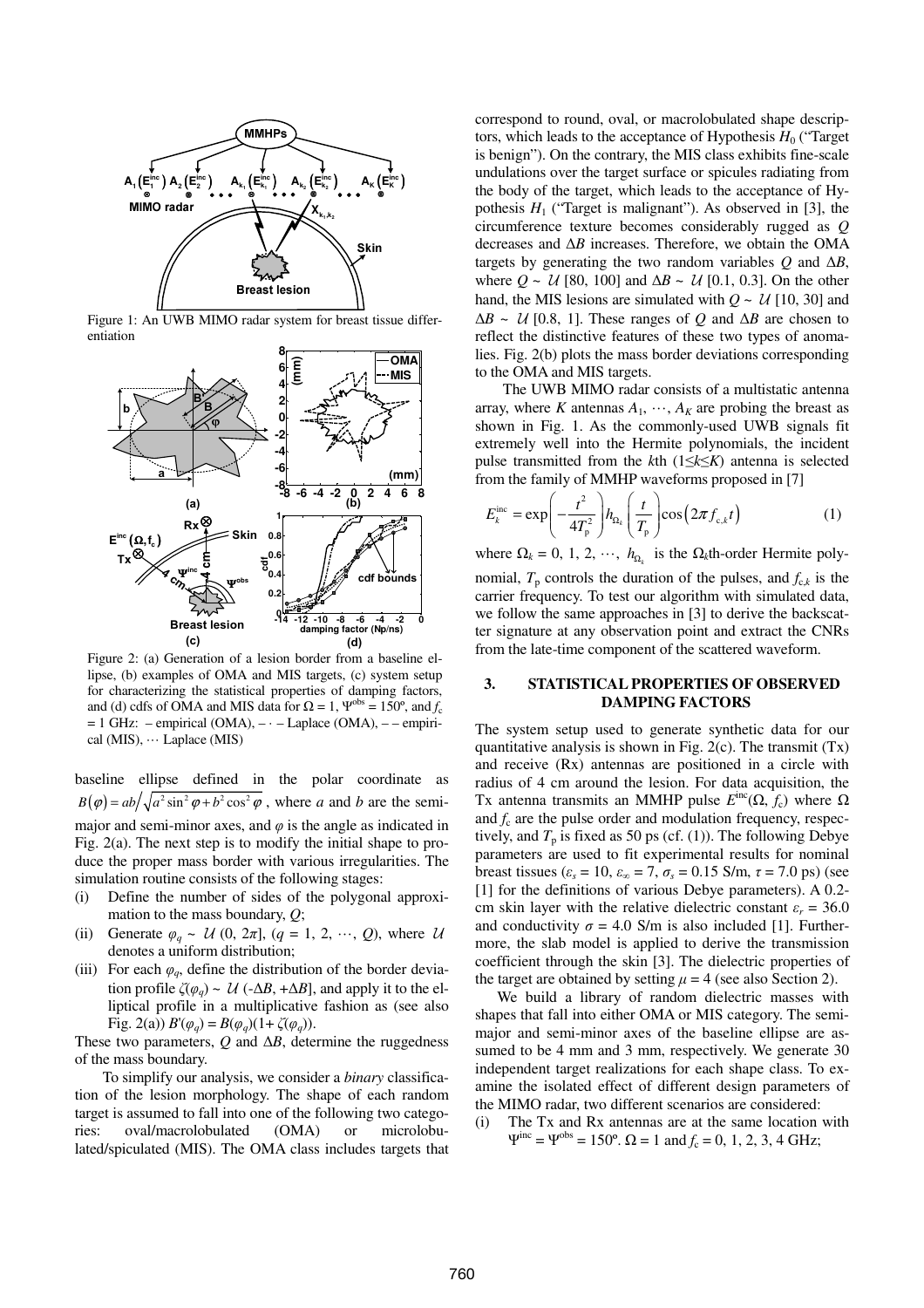Figure 1: An UWB MIMO radar system for breast tissue differentiation

Figure 2: (a) Generation of a lesion border from a baseline ellipse, (b) examples of OMA and MIS targets, (c) system setup for characterizing the statistical properties of damping factors, and (d) cdfs of OMA and MIS data for $\Omega = 1$, $\Psi^{\text{obs}} = 150°$, and $f_c = 1$ GHz: – empirical (OMA), – · – Laplace (OMA), – – empirical (MIS), ⋯ Laplace (MIS)

baseline ellipse defined in the polar coordinate as $B(\varphi) = ab\big/\sqrt{a^2\sin^2\varphi + b^2\cos^2\varphi}$, where $a$ and $b$ are the semi-major and semi-minor axes, and $\varphi$ is the angle as indicated in Fig. 2(a). The next step is to modify the initial shape to produce the proper mass border with various irregularities. The simulation routine consists of the following stages:

(i) Define the number of sides of the polygonal approximation to the mass boundary, $Q$;

(ii) Generate $\varphi_q \sim \mathcal{U}\,(0, 2\pi]$, $(q = 1, 2, \cdots, Q)$, where $\mathcal{U}$ denotes a uniform distribution;

(iii) For each $\varphi_q$, define the distribution of the border deviation profile $\zeta(\varphi_q) \sim \mathcal{U}\,(-\Delta B, +\Delta B]$, and apply it to the elliptical profile in a multiplicative fashion as (see also Fig. 2(a)) $B'(\varphi_q) = B(\varphi_q)(1+\zeta(\varphi_q))$.

These two parameters, $Q$ and $\Delta B$, determine the ruggedness of the mass boundary.

To simplify our analysis, we consider a *binary* classification of the lesion morphology. The shape of each random target is assumed to fall into one of the following two categories: oval/macrolobulated (OMA) or microlobulated/spiculated (MIS). The OMA class includes targets that correspond to round, oval, or macrolobulated shape descriptors, which leads to the acceptance of Hypothesis $H_0$ ("Target is benign"). On the contrary, the MIS class exhibits fine-scale undulations over the target surface or spicules radiating from the body of the target, which leads to the acceptance of Hypothesis $H_1$ ("Target is malignant"). As observed in [3], the circumference texture becomes considerably rugged as $Q$ decreases and $\Delta B$ increases. Therefore, we obtain the OMA targets by generating the two random variables $Q$ and $\Delta B$, where $Q \sim \mathcal{U}\,[80, 100]$ and $\Delta B \sim \mathcal{U}\,[0.1, 0.3]$. On the other hand, the MIS lesions are simulated with $Q \sim \mathcal{U}\,[10, 30]$ and $\Delta B \sim \mathcal{U}\,[0.8, 1]$. These ranges of $Q$ and $\Delta B$ are chosen to reflect the distinctive features of these two types of anomalies. Fig. 2(b) plots the mass border deviations corresponding to the OMA and MIS targets.

The UWB MIMO radar consists of a multistatic antenna array, where $K$ antennas $A_1, \cdots, A_K$ are probing the breast as shown in Fig. 1. As the commonly-used UWB signals fit extremely well into the Hermite polynomials, the incident pulse transmitted from the $k$th ($1 \le k \le K$) antenna is selected from the family of MMHP waveforms proposed in [7]

$$E_k^{\text{inc}} = \exp\left(-\frac{t^2}{4T_p^2}\right) h_{\Omega_k}\left(\frac{t}{T_p}\right)\cos\left(2\pi f_{c,k} t\right) \tag{1}$$

where $\Omega_k = 0, 1, 2, \cdots$, $h_{\Omega_k}$ is the $\Omega_k$th-order Hermite polynomial, $T_p$ controls the duration of the pulses, and $f_{c,k}$ is the carrier frequency. To test our algorithm with simulated data, we follow the same approaches in [3] to derive the backscatter signature at any observation point and extract the CNRs from the late-time component of the scattered waveform.

## 3. STATISTICAL PROPERTIES OF OBSERVED DAMPING FACTORS

The system setup used to generate synthetic data for our quantitative analysis is shown in Fig. 2(c). The transmit (Tx) and receive (Rx) antennas are positioned in a circle with radius of 4 cm around the lesion. For data acquisition, the Tx antenna transmits an MMHP pulse $E^{\text{inc}}(\Omega, f_c)$ where $\Omega$ and $f_c$ are the pulse order and modulation frequency, respectively, and $T_p$ is fixed as 50 ps (cf. (1)). The following Debye parameters are used to fit experimental results for nominal breast tissues ($\varepsilon_s = 10$, $\varepsilon_\infty = 7$, $\sigma_s = 0.15$ S/m, $\tau = 7.0$ ps) (see [1] for the definitions of various Debye parameters). A 0.2-cm skin layer with the relative dielectric constant $\varepsilon_r = 36.0$ and conductivity $\sigma = 4.0$ S/m is also included [1]. Furthermore, the slab model is applied to derive the transmission coefficient through the skin [3]. The dielectric properties of the target are obtained by setting $\mu = 4$ (see also Section 2).

We build a library of random dielectric masses with shapes that fall into either OMA or MIS category. The semi-major and semi-minor axes of the baseline ellipse are assumed to be 4 mm and 3 mm, respectively. We generate 30 independent target realizations for each shape class. To examine the isolated effect of different design parameters of the MIMO radar, two different scenarios are considered:

(i) The Tx and Rx antennas are at the same location with $\Psi^{\text{inc}} = \Psi^{\text{obs}} = 150°$. $\Omega = 1$ and $f_c = 0, 1, 2, 3, 4$ GHz;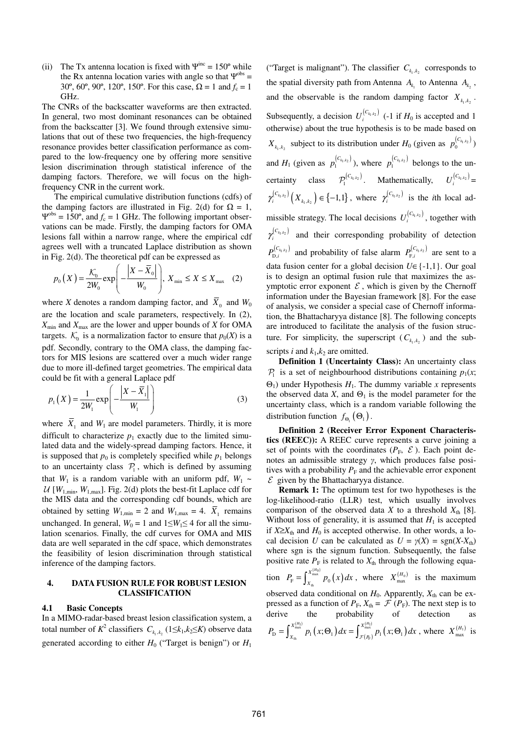(ii) The Tx antenna location is fixed with $\Psi^{\text{inc}}$ = 150º while the Rx antenna location varies with angle so that $\Psi^{\text{obs}}$ = 30º, 60º, 90º, 120º, 150º. For this case, $\Omega$ = 1 and $f_c$ = 1 GHz.

The CNRs of the backscatter waveforms are then extracted. In general, two most dominant resonances can be obtained from the backscatter [3]. We found through extensive simulations that out of these two frequencies, the high-frequency resonance provides better classification performance as compared to the low-frequency one by offering more sensitive lesion discrimination through statistical inference of the damping factors. Therefore, we will focus on the high-frequency CNR in the current work.

The empirical cumulative distribution functions (cdfs) of the damping factors are illustrated in Fig. 2(d) for $\Omega$ = 1, $\Psi^{\text{obs}}$ = 150º, and $f_c$ = 1 GHz. The following important observations can be made. Firstly, the damping factors for OMA lesions fall within a narrow range, where the empirical cdf agrees well with a truncated Laplace distribution as shown in Fig. 2(d). The theoretical pdf can be expressed as

$$p_0(X) = \frac{\mathcal{K}_0}{2W_0}\exp\left(-\frac{\left|X-\bar{X}_0\right|}{W_0}\right),\ X_{\min} \le X \le X_{\max} \quad (2)$$

where *X* denotes a random damping factor, and $\bar{X}_0$ and $W_0$ are the location and scale parameters, respectively. In (2), $X_{\min}$ and $X_{\max}$ are the lower and upper bounds of *X* for OMA targets. $\mathcal{K}_0$ is a normalization factor to ensure that $p_0(X)$ is a pdf. Secondly, contrary to the OMA class, the damping factors for MIS lesions are scattered over a much wider range due to more ill-defined target geometries. The empirical data could be fit with a general Laplace pdf

$$p_1(X) = \frac{1}{2W_1}\exp\left(-\frac{\left|X-\bar{X}_1\right|}{W_1}\right) \quad (3)$$

where $\bar{X}_1$ and $W_1$ are model parameters. Thirdly, it is more difficult to characterize $p_1$ exactly due to the limited simulated data and the widely-spread damping factors. Hence, it is supposed that $p_0$ is completely specified while $p_1$ belongs to an uncertainty class $\mathcal{P}_1$, which is defined by assuming that $W_1$ is a random variable with an uniform pdf, $W_1 \sim \mathcal{U}\,[W_{1,\min}, W_{1,\max}]$. Fig. 2(d) plots the best-fit Laplace cdf for the MIS data and the corresponding cdf bounds, which are obtained by setting $W_{1,\min}$ = 2 and $W_{1,\max}$ = 4. $\bar{X}_1$ remains unchanged. In general, $W_0$ = 1 and $1 \le W_1 \le 4$ for all the simulation scenarios. Finally, the cdf curves for OMA and MIS data are well separated in the cdf space, which demonstrates the feasibility of lesion discrimination through statistical inference of the damping factors.

## 4. DATA FUSION RULE FOR ROBUST LESION CLASSIFICATION

### 4.1 Basic Concepts

In a MIMO-radar-based breast lesion classification system, a total number of $K^2$ classifiers $C_{k_1,k_2}$ ($1 \le k_1,k_2 \le K$) observe data generated according to either $H_0$ ("Target is benign") or $H_1$ ("Target is malignant"). The classifier $C_{k_1,k_2}$ corresponds to the spatial diversity path from Antenna $A_{k_1}$ to Antenna $A_{k_2}$, and the observable is the random damping factor $X_{k_1,k_2}$. Subsequently, a decision $U_i^{(C_{k_1,k_2})}$ (-1 if $H_0$ is accepted and 1 otherwise) about the true hypothesis is to be made based on $X_{k_1,k_2}$ subject to its distribution under $H_0$ (given as $p_0^{(C_{k_1,k_2})}$) and $H_1$ (given as $p_1^{(C_{k_1,k_2})}$), where $p_1^{(C_{k_1,k_2})}$ belongs to the uncertainty class $\mathcal{P}_1^{(C_{k_1,k_2})}$. Mathematically, $U_i^{(C_{k_1,k_2})} = \gamma_i^{(C_{k_1,k_2})}\left(X_{k_1,k_2}\right) \in \{-1,1\}$, where $\gamma_i^{(C_{k_1,k_2})}$ is the *i*th local admissible strategy. The local decisions $U_i^{(C_{k_1,k_2})}$, together with $\gamma_i^{(C_{k_1,k_2})}$ and their corresponding probability of detection $P_{\text{D},i}^{(C_{k_1,k_2})}$ and probability of false alarm $P_{\text{F},i}^{(C_{k_1,k_2})}$ are sent to a data fusion center for a global decision $U \in \{-1,1\}$. Our goal is to design an optimal fusion rule that maximizes the asymptotic error exponent $\mathcal{E}$, which is given by the Chernoff information under the Bayesian framework [8]. For the ease of analysis, we consider a special case of Chernoff information, the Bhattacharyya distance [8]. The following concepts are introduced to facilitate the analysis of the fusion structure. For simplicity, the superscript ($C_{k_1,k_2}$) and the subscripts *i* and $k_1,k_2$ are omitted.

**Definition 1 (Uncertainty Class):** An uncertainty class $\mathcal{P}_1$ is a set of neighbourhood distributions containing $p_1(x;\Theta_1)$ under Hypothesis $H_1$. The dummy variable *x* represents the observed data *X*, and $\Theta_1$ is the model parameter for the uncertainty class, which is a random variable following the distribution function $f_{\Theta_1}(\Theta_1)$.

**Definition 2 (Receiver Error Exponent Characteristics (REEC)):** A REEC curve represents a curve joining a set of points with the coordinates ($P_F$, $\mathcal{E}$). Each point denotes an admissible strategy $\gamma$, which produces false positives with a probability $P_F$ and the achievable error exponent $\mathcal{E}$ given by the Bhattacharyya distance.

**Remark 1:** The optimum test for two hypotheses is the log-likelihood-ratio (LLR) test, which usually involves comparison of the observed data *X* to a threshold $X_{\text{th}}$ [8]. Without loss of generality, it is assumed that $H_1$ is accepted if $X \ge X_{\text{th}}$ and $H_0$ is accepted otherwise. In other words, a local decision *U* can be calculated as $U = \gamma(X) = \text{sgn}(X - X_{\text{th}})$ where sgn is the signum function. Subsequently, the false positive rate $P_F$ is related to $X_{\text{th}}$ through the following equation $P_{\text{F}} = \int_{X_{\text{th}}}^{X_{\max}^{(H_0)}} p_0(x)\,dx$, where $X_{\max}^{(H_0)}$ is the maximum observed data conditional on $H_0$. Apparently, $X_{\text{th}}$ can be expressed as a function of $P_F$, $X_{\text{th}} = \mathcal{F}(P_F)$. The next step is to derive the probability of detection as $P_{\text{D}} = \int_{X_{\text{th}}}^{X_{\max}^{(H_1)}} p_1(x;\Theta_1)\,dx = \int_{\mathcal{F}(P_{\text{F}})}^{X_{\max}^{(H_1)}} p_1(x;\Theta_1)\,dx$, where $X_{\max}^{(H_1)}$ is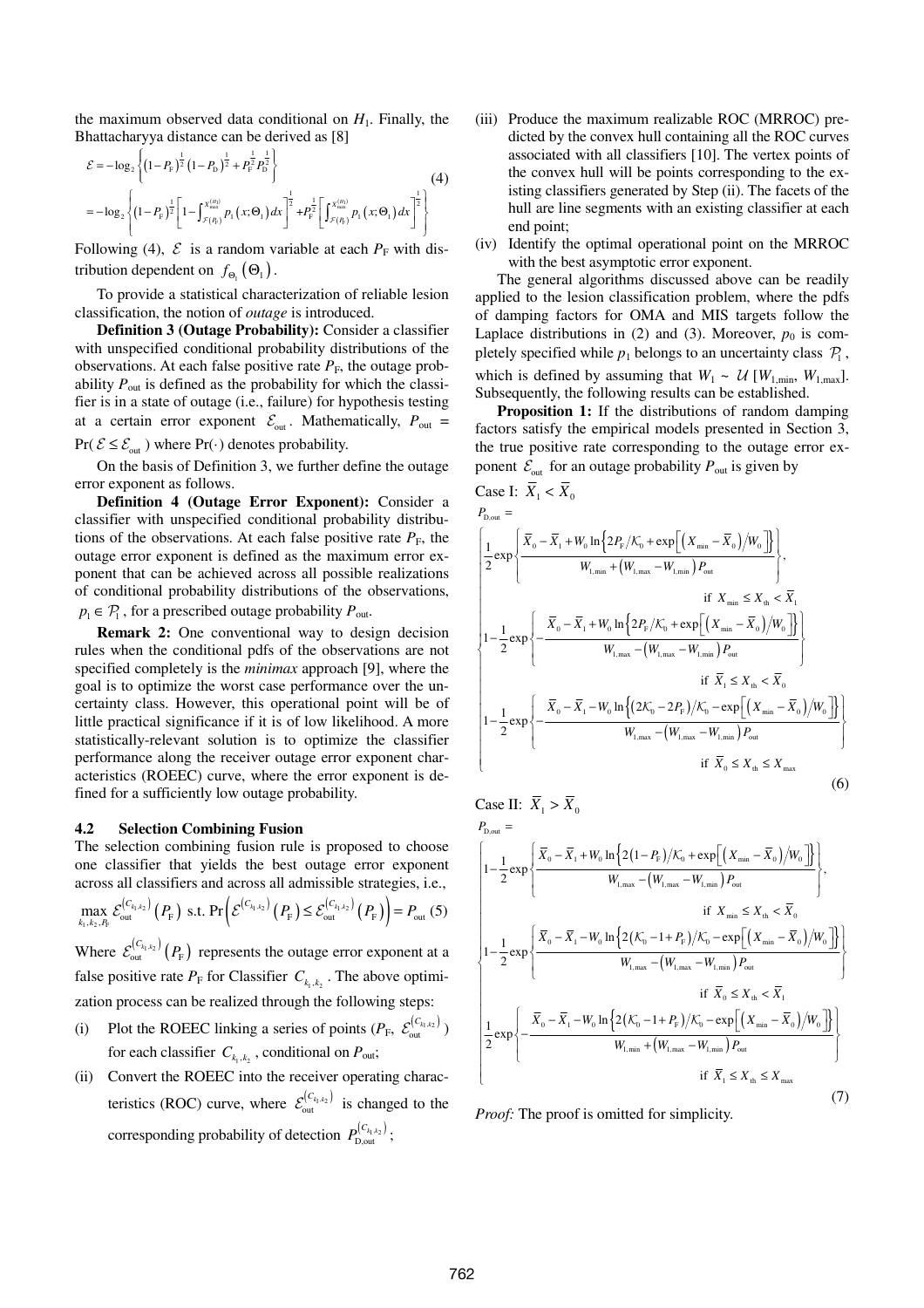the maximum observed data conditional on $H_1$. Finally, the Bhattacharyya distance can be derived as [8]

$$
\begin{aligned}
\mathcal{E} &= -\log_2\left\{(1-P_{\mathrm{F}})^{\frac{1}{2}}(1-P_{\mathrm{D}})^{\frac{1}{2}} + P_{\mathrm{F}}^{\frac{1}{2}}P_{\mathrm{D}}^{\frac{1}{2}}\right\} \\
&= -\log_2\left\{(1-P_{\mathrm{F}})^{\frac{1}{2}}\left[1-\int_{\mathcal{F}(P_{\mathrm{F}})}^{x_{\max}^{(H_1)}} p_1(x;\Theta_1)\,dx\right]^{-\frac{1}{2}} + P_{\mathrm{F}}^{\frac{1}{2}}\left[\int_{\mathcal{F}(P_{\mathrm{F}})}^{x_{\max}^{(H_1)}} p_1(x;\Theta_1)\,dx\right]^{\frac{1}{2}}\right\}
\end{aligned}
\tag{4}
$$

Following (4), $\mathcal{E}$ is a random variable at each $P_{\mathrm{F}}$ with distribution dependent on $f_{\Theta_1}(\Theta_1)$.

To provide a statistical characterization of reliable lesion classification, the notion of *outage* is introduced.

**Definition 3 (Outage Probability):** Consider a classifier with unspecified conditional probability distributions of the observations. At each false positive rate $P_{\mathrm{F}}$, the outage probability $P_{\mathrm{out}}$ is defined as the probability for which the classifier is in a state of outage (i.e., failure) for hypothesis testing at a certain error exponent $\mathcal{E}_{\mathrm{out}}$. Mathematically, $P_{\mathrm{out}} = \Pr(\mathcal{E} \le \mathcal{E}_{\mathrm{out}})$ where $\Pr(\cdot)$ denotes probability.

On the basis of Definition 3, we further define the outage error exponent as follows.

**Definition 4 (Outage Error Exponent):** Consider a classifier with unspecified conditional probability distributions of the observations. At each false positive rate $P_{\mathrm{F}}$, the outage error exponent is defined as the maximum error exponent that can be achieved across all possible realizations of conditional probability distributions of the observations, $p_1 \in \mathcal{P}_1$, for a prescribed outage probability $P_{\mathrm{out}}$.

**Remark 2:** One conventional way to design decision rules when the conditional pdfs of the observations are not specified completely is the *minimax* approach [9], where the goal is to optimize the worst case performance over the uncertainty class. However, this operational point will be of little practical significance if it is of low likelihood. A more statistically-relevant solution is to optimize the classifier performance along the receiver outage error exponent characteristics (ROEEC) curve, where the error exponent is defined for a sufficiently low outage probability.

### 4.2 Selection Combining Fusion

The selection combining fusion rule is proposed to choose one classifier that yields the best outage error exponent across all classifiers and across all admissible strategies, i.e.,

$$
\max_{k_1,k_2,P_{\mathrm{F}}} \mathcal{E}_{\mathrm{out}}^{(C_{k_1,k_2})}(P_{\mathrm{F}}) \ \text{ s.t. } \Pr\left(\mathcal{E}^{(C_{k_1,k_2})}(P_{\mathrm{F}}) \le \mathcal{E}_{\mathrm{out}}^{(C_{k_1,k_2})}(P_{\mathrm{F}})\right) = P_{\mathrm{out}} \tag{5}
$$

Where $\mathcal{E}_{\mathrm{out}}^{(C_{k_1,k_2})}(P_{\mathrm{F}})$ represents the outage error exponent at a false positive rate $P_{\mathrm{F}}$ for Classifier $C_{k_1,k_2}$. The above optimization process can be realized through the following steps:

(i) Plot the ROEEC linking a series of points ($P_{\mathrm{F}}$, $\mathcal{E}_{\mathrm{out}}^{(C_{k_1,k_2})}$) for each classifier $C_{k_1,k_2}$, conditional on $P_{\mathrm{out}}$;

(ii) Convert the ROEEC into the receiver operating characteristics (ROC) curve, where $\mathcal{E}_{\mathrm{out}}^{(C_{k_1,k_2})}$ is changed to the corresponding probability of detection $P_{\mathrm{D,out}}^{(C_{k_1,k_2})}$;

(iii) Produce the maximum realizable ROC (MRROC) predicted by the convex hull containing all the ROC curves associated with all classifiers [10]. The vertex points of the convex hull will be points corresponding to the existing classifiers generated by Step (ii). The facets of the hull are line segments with an existing classifier at each end point;

(iv) Identify the optimal operational point on the MRROC with the best asymptotic error exponent.

The general algorithms discussed above can be readily applied to the lesion classification problem, where the pdfs of damping factors for OMA and MIS targets follow the Laplace distributions in (2) and (3). Moreover, $p_0$ is completely specified while $p_1$ belongs to an uncertainty class $\mathcal{P}_1$, which is defined by assuming that $W_1 \sim \mathcal{U}\,[W_{1,\min}, W_{1,\max}]$. Subsequently, the following results can be established.

**Proposition 1:** If the distributions of random damping factors satisfy the empirical models presented in Section 3, the true positive rate corresponding to the outage error exponent $\mathcal{E}_{\mathrm{out}}$ for an outage probability $P_{\mathrm{out}}$ is given by

Case I: $\bar{X}_1 < \bar{X}_0$

$$
P_{\mathrm{D,out}} =
\begin{cases}
\dfrac{1}{2}\exp\left\{\dfrac{\bar{X}_0-\bar{X}_1+W_0\ln\left\{2P_{\mathrm{F}}/\mathcal{K}_0+\exp\left[\left(X_{\min}-\bar{X}_0\right)/W_0\right]\right\}}{W_{1,\min}+\left(W_{1,\max}-W_{1,\min}\right)P_{\mathrm{out}}}\right\}, & \text{if } X_{\min}\le X_{\mathrm{th}}<\bar{X}_1 \\[2ex]
1-\dfrac{1}{2}\exp\left\{-\dfrac{\bar{X}_0-\bar{X}_1+W_0\ln\left\{2P_{\mathrm{F}}/\mathcal{K}_0+\exp\left[\left(X_{\min}-\bar{X}_0\right)/W_0\right]\right\}}{W_{1,\max}-\left(W_{1,\max}-W_{1,\min}\right)P_{\mathrm{out}}}\right\} & \text{if } \bar{X}_1\le X_{\mathrm{th}}<\bar{X}_0 \\[2ex]
1-\dfrac{1}{2}\exp\left\{-\dfrac{\bar{X}_0-\bar{X}_1-W_0\ln\left\{\left(2\mathcal{K}_0-2P_{\mathrm{F}}\right)/\mathcal{K}_0-\exp\left[\left(X_{\min}-\bar{X}_0\right)/W_0\right]\right\}}{W_{1,\max}-\left(W_{1,\max}-W_{1,\min}\right)P_{\mathrm{out}}}\right\} & \text{if } \bar{X}_0\le X_{\mathrm{th}}\le X_{\max}
\end{cases}
\tag{6}
$$

Case II: $\bar{X}_1 > \bar{X}_0$

$$
P_{\mathrm{D,out}} =
\begin{cases}
1-\dfrac{1}{2}\exp\left\{\dfrac{\bar{X}_0-\bar{X}_1+W_0\ln\left\{2\left(1-P_{\mathrm{F}}\right)/\mathcal{K}_0+\exp\left[\left(X_{\min}-\bar{X}_0\right)/W_0\right]\right\}}{W_{1,\max}-\left(W_{1,\max}-W_{1,\min}\right)P_{\mathrm{out}}}\right\}, & \text{if } X_{\min}\le X_{\mathrm{th}}<\bar{X}_0 \\[2ex]
1-\dfrac{1}{2}\exp\left\{\dfrac{\bar{X}_0-\bar{X}_1-W_0\ln\left\{2\left(\mathcal{K}_0-1+P_{\mathrm{F}}\right)/\mathcal{K}_0-\exp\left[\left(X_{\min}-\bar{X}_0\right)/W_0\right]\right\}}{W_{1,\max}-\left(W_{1,\max}-W_{1,\min}\right)P_{\mathrm{out}}}\right\} & \text{if } \bar{X}_0\le X_{\mathrm{th}}<\bar{X}_1 \\[2ex]
\dfrac{1}{2}\exp\left\{-\dfrac{\bar{X}_0-\bar{X}_1-W_0\ln\left\{2\left(\mathcal{K}_0-1+P_{\mathrm{F}}\right)/\mathcal{K}_0-\exp\left[\left(X_{\min}-\bar{X}_0\right)/W_0\right]\right\}}{W_{1,\min}+\left(W_{1,\max}-W_{1,\min}\right)P_{\mathrm{out}}}\right\} & \text{if } \bar{X}_1\le X_{\mathrm{th}}\le X_{\max}
\end{cases}
\tag{7}
$$

*Proof:* The proof is omitted for simplicity.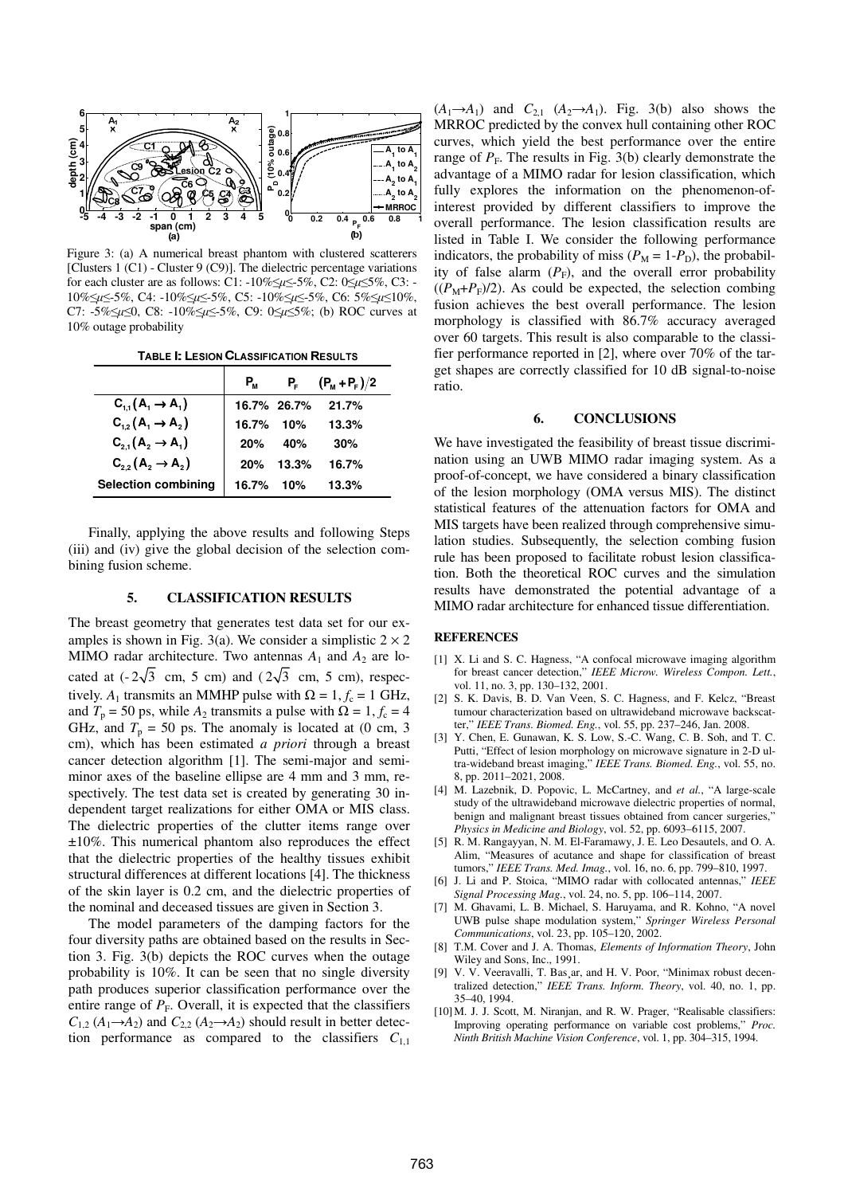6
5
4
3
2
1
0
depth (cm)
-5 -4 -3 -2 -1 0 1 2 3 4 5
span (cm)
(a)
$A_1$
$A_2$
C1
C9
Lesion C2
C6
C7
C8
C5
C4
C3

1
0.8
0.6
0.4
0.2
0
$P_D$ (10% outage)
0 0.2 0.4 0.6 0.8 1
$P_F$
(b)
$A_1$ to $A_1$
$A_1$ to $A_2$
$A_2$ to $A_1$
$A_2$ to $A_2$
MRROC

Figure 3: (a) A numerical breast phantom with clustered scatterers [Clusters 1 (C1) - Cluster 9 (C9)]. The dielectric percentage variations for each cluster are as follows: C1: $-10\% \leq \mu \leq -5\%$, C2: $0 \leq \mu \leq 5\%$, C3: $-10\% \leq \mu \leq -5\%$, C4: $-10\% \leq \mu \leq -5\%$, C5: $-10\% \leq \mu \leq -5\%$, C6: $5\% \leq \mu \leq 10\%$, C7: $-5\% \leq \mu \leq 0$, C8: $-10\% \leq \mu \leq -5\%$, C9: $0 \leq \mu \leq 5\%$; (b) ROC curves at 10% outage probability

**TABLE I: LESION CLASSIFICATION RESULTS**

| | $P_M$ | $P_F$ | $(P_M+P_F)/2$ |
|---|---|---|---|
| $C_{1,1}(A_1 \rightarrow A_1)$ | 16.7% | 26.7% | 21.7% |
| $C_{1,2}(A_1 \rightarrow A_2)$ | 16.7% | 10% | 13.3% |
| $C_{2,1}(A_2 \rightarrow A_1)$ | 20% | 40% | 30% |
| $C_{2,2}(A_2 \rightarrow A_2)$ | 20% | 13.3% | 16.7% |
| Selection combining | 16.7% | 10% | 13.3% |

Finally, applying the above results and following Steps (iii) and (iv) give the global decision of the selection combining fusion scheme.

## 5. CLASSIFICATION RESULTS

The breast geometry that generates test data set for our examples is shown in Fig. 3(a). We consider a simplistic $2 \times 2$ MIMO radar architecture. Two antennas $A_1$ and $A_2$ are located at ($-2\sqrt{3}$ cm, 5 cm) and ($2\sqrt{3}$ cm, 5 cm), respectively. $A_1$ transmits an MMHP pulse with $\Omega = 1$, $f_c = 1$ GHz, and $T_p = 50$ ps, while $A_2$ transmits a pulse with $\Omega = 1$, $f_c = 4$ GHz, and $T_p = 50$ ps. The anomaly is located at (0 cm, 3 cm), which has been estimated *a priori* through a breast cancer detection algorithm [1]. The semi-major and semi-minor axes of the baseline ellipse are 4 mm and 3 mm, respectively. The test data set is created by generating 30 independent target realizations for either OMA or MIS class. The dielectric properties of the clutter items range over $\pm 10\%$. This numerical phantom also reproduces the effect that the dielectric properties of the healthy tissues exhibit structural differences at different locations [4]. The thickness of the skin layer is 0.2 cm, and the dielectric properties of the nominal and deceased tissues are given in Section 3.

The model parameters of the damping factors for the four diversity paths are obtained based on the results in Section 3. Fig. 3(b) depicts the ROC curves when the outage probability is 10%. It can be seen that no single diversity path produces superior classification performance over the entire range of $P_F$. Overall, it is expected that the classifiers $C_{1,2}$ ($A_1 \rightarrow A_2$) and $C_{2,2}$ ($A_2 \rightarrow A_2$) should result in better detection performance as compared to the classifiers $C_{1,1}$ ($A_1 \rightarrow A_1$) and $C_{2,1}$ ($A_2 \rightarrow A_1$). Fig. 3(b) also shows the MRROC predicted by the convex hull containing other ROC curves, which yield the best performance over the entire range of $P_F$. The results in Fig. 3(b) clearly demonstrate the advantage of a MIMO radar for lesion classification, which fully explores the information on the phenomenon-of-interest provided by different classifiers to improve the overall performance. The lesion classification results are listed in Table I. We consider the following performance indicators, the probability of miss ($P_M = 1-P_D$), the probability of false alarm ($P_F$), and the overall error probability ($(P_M+P_F)/2$). As could be expected, the selection combing fusion achieves the best overall performance. The lesion morphology is classified with 86.7% accuracy averaged over 60 targets. This result is also comparable to the classifier performance reported in [2], where over 70% of the target shapes are correctly classified for 10 dB signal-to-noise ratio.

## 6. CONCLUSIONS

We have investigated the feasibility of breast tissue discrimination using an UWB MIMO radar imaging system. As a proof-of-concept, we have considered a binary classification of the lesion morphology (OMA versus MIS). The distinct statistical features of the attenuation factors for OMA and MIS targets have been realized through comprehensive simulation studies. Subsequently, the selection combing fusion rule has been proposed to facilitate robust lesion classification. Both the theoretical ROC curves and the simulation results have demonstrated the potential advantage of a MIMO radar architecture for enhanced tissue differentiation.

## REFERENCES

[1] X. Li and S. C. Hagness, "A confocal microwave imaging algorithm for breast cancer detection," *IEEE Microw. Wireless Compon. Lett.*, vol. 11, no. 3, pp. 130–132, 2001.

[2] S. K. Davis, B. D. Van Veen, S. C. Hagness, and F. Kelcz, "Breast tumour characterization based on ultrawideband microwave backscatter," *IEEE Trans. Biomed. Eng.*, vol. 55, pp. 237–246, Jan. 2008.

[3] Y. Chen, E. Gunawan, K. S. Low, S.-C. Wang, C. B. Soh, and T. C. Putti, "Effect of lesion morphology on microwave signature in 2-D ultra-wideband breast imaging," *IEEE Trans. Biomed. Eng.*, vol. 55, no. 8, pp. 2011–2021, 2008.

[4] M. Lazebnik, D. Popovic, L. McCartney, and *et al.*, "A large-scale study of the ultrawideband microwave dielectric properties of normal, benign and malignant breast tissues obtained from cancer surgeries," *Physics in Medicine and Biology*, vol. 52, pp. 6093–6115, 2007.

[5] R. M. Rangayyan, N. M. El-Faramawy, J. E. Leo Desautels, and O. A. Alim, "Measures of acutance and shape for classification of breast tumors," *IEEE Trans. Med. Imag.*, vol. 16, no. 6, pp. 799–810, 1997.

[6] J. Li and P. Stoica, "MIMO radar with collocated antennas," *IEEE Signal Processing Mag.*, vol. 24, no. 5, pp. 106–114, 2007.

[7] M. Ghavami, L. B. Michael, S. Haruyama, and R. Kohno, "A novel UWB pulse shape modulation system," *Springer Wireless Personal Communications*, vol. 23, pp. 105–120, 2002.

[8] T.M. Cover and J. A. Thomas, *Elements of Information Theory*, John Wiley and Sons, Inc., 1991.

[9] V. V. Veeravalli, T. Başar, and H. V. Poor, "Minimax robust decentralized detection," *IEEE Trans. Inform. Theory*, vol. 40, no. 1, pp. 35–40, 1994.

[10] M. J. J. Scott, M. Niranjan, and R. W. Prager, "Realisable classifiers: Improving operating performance on variable cost problems," *Proc. Ninth British Machine Vision Conference*, vol. 1, pp. 304–315, 1994.